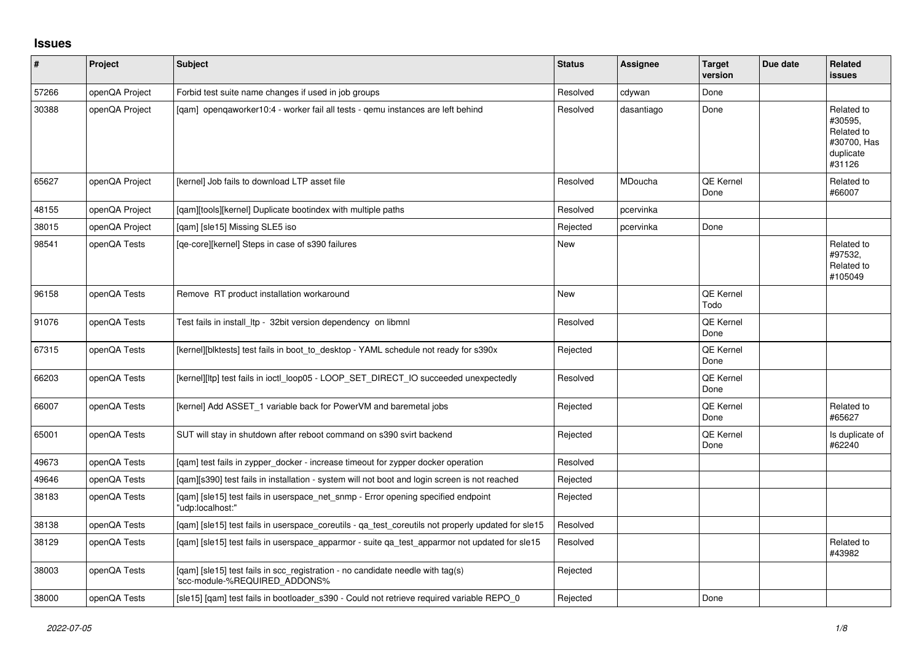## Issues

| # | Project | Subject | Status | Assignee | Target version | Due date | Related issues |
|---|---|---|---|---|---|---|---|
| 57266 | openQA Project | Forbid test suite name changes if used in job groups | Resolved | cdywan | Done | | |
| 30388 | openQA Project | [qam] openqaworker10:4 - worker fail all tests - qemu instances are left behind | Resolved | dasantiago | Done | | Related to #30595, Related to #30700, Has duplicate #31126 |
| 65627 | openQA Project | [kernel] Job fails to download LTP asset file | Resolved | MDoucha | QE Kernel Done | | Related to #66007 |
| 48155 | openQA Project | [qam][tools][kernel] Duplicate bootindex with multiple paths | Resolved | pcervinka | | | |
| 38015 | openQA Project | [qam] [sle15] Missing SLE5 iso | Rejected | pcervinka | Done | | |
| 98541 | openQA Tests | [qe-core][kernel] Steps in case of s390 failures | New | | | | Related to #97532, Related to #105049 |
| 96158 | openQA Tests | Remove RT product installation workaround | New | | QE Kernel Todo | | |
| 91076 | openQA Tests | Test fails in install_ltp - 32bit version dependency on libmnl | Resolved | | QE Kernel Done | | |
| 67315 | openQA Tests | [kernel][blktests] test fails in boot_to_desktop - YAML schedule not ready for s390x | Rejected | | QE Kernel Done | | |
| 66203 | openQA Tests | [kernel][ltp] test fails in ioctl_loop05 - LOOP_SET_DIRECT_IO succeeded unexpectedly | Resolved | | QE Kernel Done | | |
| 66007 | openQA Tests | [kernel] Add ASSET_1 variable back for PowerVM and baremetal jobs | Rejected | | QE Kernel Done | | Related to #65627 |
| 65001 | openQA Tests | SUT will stay in shutdown after reboot command on s390 svirt backend | Rejected | | QE Kernel Done | | Is duplicate of #62240 |
| 49673 | openQA Tests | [qam] test fails in zypper_docker - increase timeout for zypper docker operation | Resolved | | | | |
| 49646 | openQA Tests | [qam][s390] test fails in installation - system will not boot and login screen is not reached | Rejected | | | | |
| 38183 | openQA Tests | [qam] [sle15] test fails in userspace_net_snmp - Error opening specified endpoint "udp:localhost:" | Rejected | | | | |
| 38138 | openQA Tests | [qam] [sle15] test fails in userspace_coreutils - qa_test_coreutils not properly updated for sle15 | Resolved | | | | |
| 38129 | openQA Tests | [qam] [sle15] test fails in userspace_apparmor - suite qa_test_apparmor not updated for sle15 | Resolved | | | | Related to #43982 |
| 38003 | openQA Tests | [qam] [sle15] test fails in scc_registration - no candidate needle with tag(s) 'scc-module-%REQUIRED_ADDONS% | Rejected | | | | |
| 38000 | openQA Tests | [sle15] [qam] test fails in bootloader_s390 - Could not retrieve required variable REPO_0 | Rejected | | Done | | |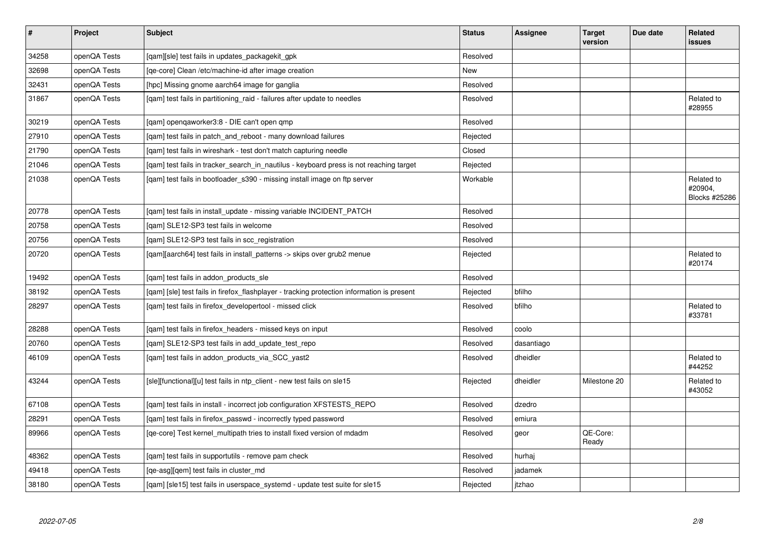| # | Project | Subject | Status | Assignee | Target version | Due date | Related issues |
|---|---|---|---|---|---|---|---|
| 34258 | openQA Tests | [qam][sle] test fails in updates_packagekit_gpk | Resolved | | | | |
| 32698 | openQA Tests | [qe-core] Clean /etc/machine-id after image creation | New | | | | |
| 32431 | openQA Tests | [hpc] Missing gnome aarch64 image for ganglia | Resolved | | | | |
| 31867 | openQA Tests | [qam] test fails in partitioning_raid - failures after update to needles | Resolved | | | | Related to #28955 |
| 30219 | openQA Tests | [qam] openqaworker3:8 - DIE can't open qmp | Resolved | | | | |
| 27910 | openQA Tests | [qam] test fails in patch_and_reboot - many download failures | Rejected | | | | |
| 21790 | openQA Tests | [qam] test fails in wireshark - test don't match capturing needle | Closed | | | | |
| 21046 | openQA Tests | [qam] test fails in tracker_search_in_nautilus - keyboard press is not reaching target | Rejected | | | | |
| 21038 | openQA Tests | [qam] test fails in bootloader_s390 - missing install image on ftp server | Workable | | | | Related to #20904, Blocks #25286 |
| 20778 | openQA Tests | [qam] test fails in install_update - missing variable INCIDENT_PATCH | Resolved | | | | |
| 20758 | openQA Tests | [qam] SLE12-SP3 test fails in welcome | Resolved | | | | |
| 20756 | openQA Tests | [qam] SLE12-SP3 test fails in scc_registration | Resolved | | | | |
| 20720 | openQA Tests | [qam][aarch64] test fails in install_patterns -> skips over grub2 menue | Rejected | | | | Related to #20174 |
| 19492 | openQA Tests | [qam] test fails in addon_products_sle | Resolved | | | | |
| 38192 | openQA Tests | [qam] [sle] test fails in firefox_flashplayer - tracking protection information is present | Rejected | bfilho | | | |
| 28297 | openQA Tests | [qam] test fails in firefox_developertool - missed click | Resolved | bfilho | | | Related to #33781 |
| 28288 | openQA Tests | [qam] test fails in firefox_headers - missed keys on input | Resolved | coolo | | | |
| 20760 | openQA Tests | [qam] SLE12-SP3 test fails in add_update_test_repo | Resolved | dasantiago | | | |
| 46109 | openQA Tests | [qam] test fails in addon_products_via_SCC_yast2 | Resolved | dheidler | | | Related to #44252 |
| 43244 | openQA Tests | [sle][functional][u] test fails in ntp_client - new test fails on sle15 | Rejected | dheidler | Milestone 20 | | Related to #43052 |
| 67108 | openQA Tests | [qam] test fails in install - incorrect job configuration XFSTESTS_REPO | Resolved | dzedro | | | |
| 28291 | openQA Tests | [qam] test fails in firefox_passwd - incorrectly typed password | Resolved | emiura | | | |
| 89966 | openQA Tests | [qe-core] Test kernel_multipath tries to install fixed version of mdadm | Resolved | geor | QE-Core: Ready | | |
| 48362 | openQA Tests | [qam] test fails in supportutils - remove pam check | Resolved | hurhaj | | | |
| 49418 | openQA Tests | [qe-asg][qem] test fails in cluster_md | Resolved | jadamek | | | |
| 38180 | openQA Tests | [qam] [sle15] test fails in userspace_systemd - update test suite for sle15 | Rejected | jtzhao | | | |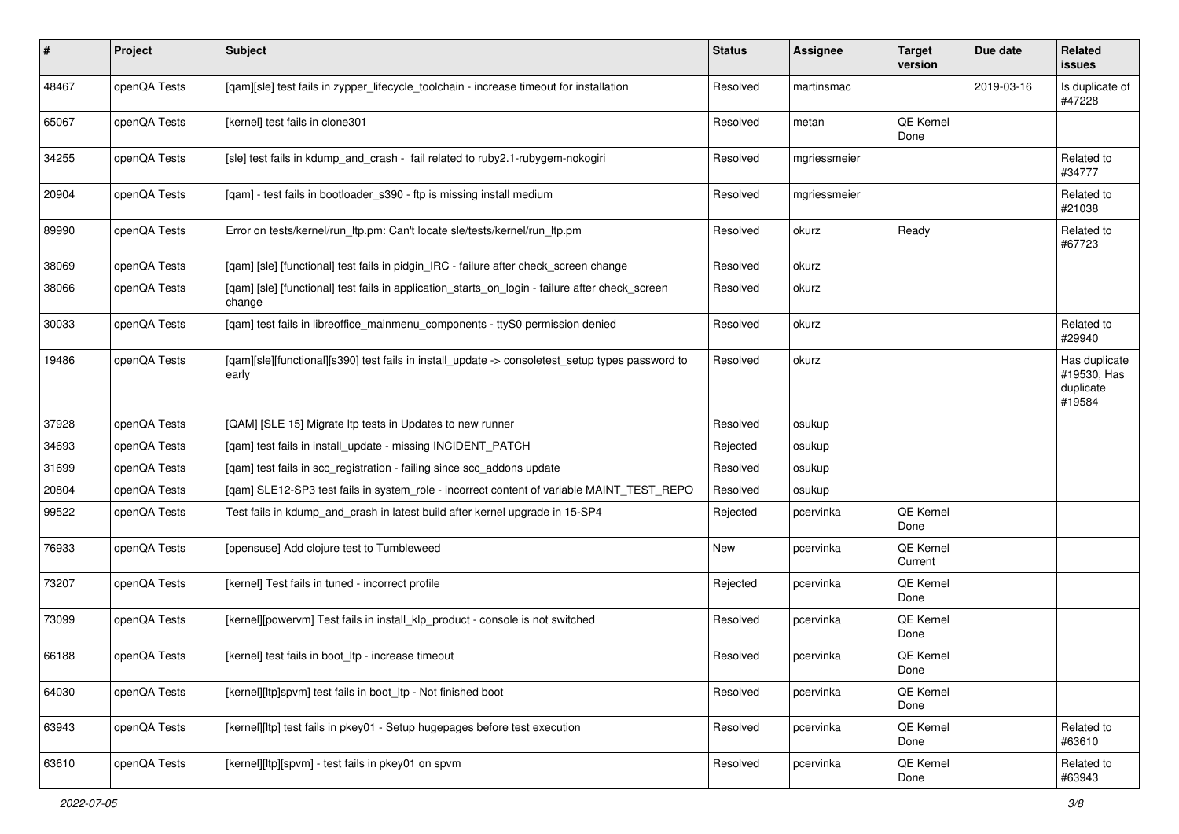| # | Project | Subject | Status | Assignee | Target version | Due date | Related issues |
|---|---|---|---|---|---|---|---|
| 48467 | openQA Tests | [qam][sle] test fails in zypper_lifecycle_toolchain - increase timeout for installation | Resolved | martinsmac | | 2019-03-16 | Is duplicate of #47228 |
| 65067 | openQA Tests | [kernel] test fails in clone301 | Resolved | metan | QE Kernel Done | | |
| 34255 | openQA Tests | [sle] test fails in kdump_and_crash - fail related to ruby2.1-rubygem-nokogiri | Resolved | mgriessmeier | | | Related to #34777 |
| 20904 | openQA Tests | [qam] - test fails in bootloader_s390 - ftp is missing install medium | Resolved | mgriessmeier | | | Related to #21038 |
| 89990 | openQA Tests | Error on tests/kernel/run_ltp.pm: Can't locate sle/tests/kernel/run_ltp.pm | Resolved | okurz | Ready | | Related to #67723 |
| 38069 | openQA Tests | [qam] [sle] [functional] test fails in pidgin_IRC - failure after check_screen change | Resolved | okurz | | | |
| 38066 | openQA Tests | [qam] [sle] [functional] test fails in application_starts_on_login - failure after check_screen change | Resolved | okurz | | | |
| 30033 | openQA Tests | [qam] test fails in libreoffice_mainmenu_components - ttyS0 permission denied | Resolved | okurz | | | Related to #29940 |
| 19486 | openQA Tests | [qam][sle][functional][s390] test fails in install_update -> consoletest_setup types password to early | Resolved | okurz | | | Has duplicate #19530, Has duplicate #19584 |
| 37928 | openQA Tests | [QAM] [SLE 15] Migrate ltp tests in Updates to new runner | Resolved | osukup | | | |
| 34693 | openQA Tests | [qam] test fails in install_update - missing INCIDENT_PATCH | Rejected | osukup | | | |
| 31699 | openQA Tests | [qam] test fails in scc_registration - failing since scc_addons update | Resolved | osukup | | | |
| 20804 | openQA Tests | [qam] SLE12-SP3 test fails in system_role - incorrect content of variable MAINT_TEST_REPO | Resolved | osukup | | | |
| 99522 | openQA Tests | Test fails in kdump_and_crash in latest build after kernel upgrade in 15-SP4 | Rejected | pcervinka | QE Kernel Done | | |
| 76933 | openQA Tests | [opensuse] Add clojure test to Tumbleweed | New | pcervinka | QE Kernel Current | | |
| 73207 | openQA Tests | [kernel] Test fails in tuned - incorrect profile | Rejected | pcervinka | QE Kernel Done | | |
| 73099 | openQA Tests | [kernel][powervm] Test fails in install_klp_product - console is not switched | Resolved | pcervinka | QE Kernel Done | | |
| 66188 | openQA Tests | [kernel] test fails in boot_ltp - increase timeout | Resolved | pcervinka | QE Kernel Done | | |
| 64030 | openQA Tests | [kernel][ltp]spvm] test fails in boot_ltp - Not finished boot | Resolved | pcervinka | QE Kernel Done | | |
| 63943 | openQA Tests | [kernel][ltp] test fails in pkey01 - Setup hugepages before test execution | Resolved | pcervinka | QE Kernel Done | | Related to #63610 |
| 63610 | openQA Tests | [kernel][ltp][spvm] - test fails in pkey01 on spvm | Resolved | pcervinka | QE Kernel Done | | Related to #63943 |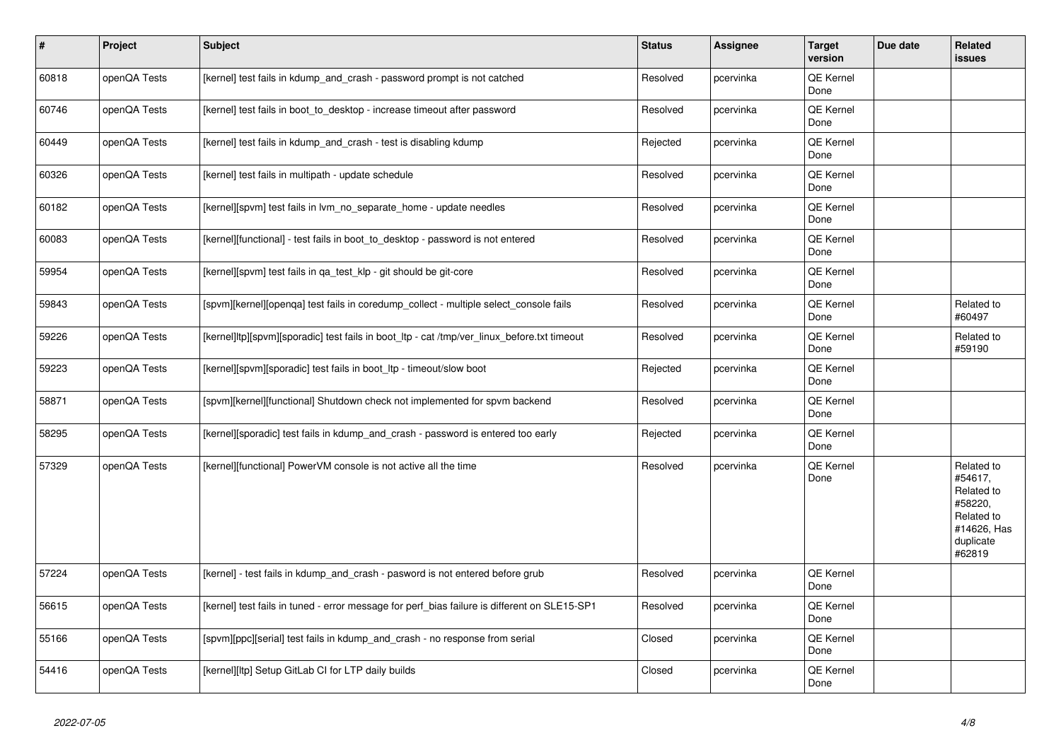| # | Project | Subject | Status | Assignee | Target version | Due date | Related issues |
|---|---|---|---|---|---|---|---|
| 60818 | openQA Tests | [kernel] test fails in kdump_and_crash - password prompt is not catched | Resolved | pcervinka | QE Kernel Done | | |
| 60746 | openQA Tests | [kernel] test fails in boot_to_desktop - increase timeout after password | Resolved | pcervinka | QE Kernel Done | | |
| 60449 | openQA Tests | [kernel] test fails in kdump_and_crash - test is disabling kdump | Rejected | pcervinka | QE Kernel Done | | |
| 60326 | openQA Tests | [kernel] test fails in multipath - update schedule | Resolved | pcervinka | QE Kernel Done | | |
| 60182 | openQA Tests | [kernel][spvm] test fails in lvm_no_separate_home - update needles | Resolved | pcervinka | QE Kernel Done | | |
| 60083 | openQA Tests | [kernel][functional] - test fails in boot_to_desktop - password is not entered | Resolved | pcervinka | QE Kernel Done | | |
| 59954 | openQA Tests | [kernel][spvm] test fails in qa_test_klp - git should be git-core | Resolved | pcervinka | QE Kernel Done | | |
| 59843 | openQA Tests | [spvm][kernel][openqa] test fails in coredump_collect - multiple select_console fails | Resolved | pcervinka | QE Kernel Done | | Related to #60497 |
| 59226 | openQA Tests | [kernel]ltp][spvm][sporadic] test fails in boot_ltp - cat /tmp/ver_linux_before.txt timeout | Resolved | pcervinka | QE Kernel Done | | Related to #59190 |
| 59223 | openQA Tests | [kernel][spvm][sporadic] test fails in boot_ltp - timeout/slow boot | Rejected | pcervinka | QE Kernel Done | | |
| 58871 | openQA Tests | [spvm][kernel][functional] Shutdown check not implemented for spvm backend | Resolved | pcervinka | QE Kernel Done | | |
| 58295 | openQA Tests | [kernel][sporadic] test fails in kdump_and_crash - password is entered too early | Rejected | pcervinka | QE Kernel Done | | |
| 57329 | openQA Tests | [kernel][functional] PowerVM console is not active all the time | Resolved | pcervinka | QE Kernel Done | | Related to #54617, Related to #58220, Related to #14626, Has duplicate #62819 |
| 57224 | openQA Tests | [kernel] - test fails in kdump_and_crash - pasword is not entered before grub | Resolved | pcervinka | QE Kernel Done | | |
| 56615 | openQA Tests | [kernel] test fails in tuned - error message for perf_bias failure is different on SLE15-SP1 | Resolved | pcervinka | QE Kernel Done | | |
| 55166 | openQA Tests | [spvm][ppc][serial] test fails in kdump_and_crash - no response from serial | Closed | pcervinka | QE Kernel Done | | |
| 54416 | openQA Tests | [kernel][ltp] Setup GitLab CI for LTP daily builds | Closed | pcervinka | QE Kernel Done | | |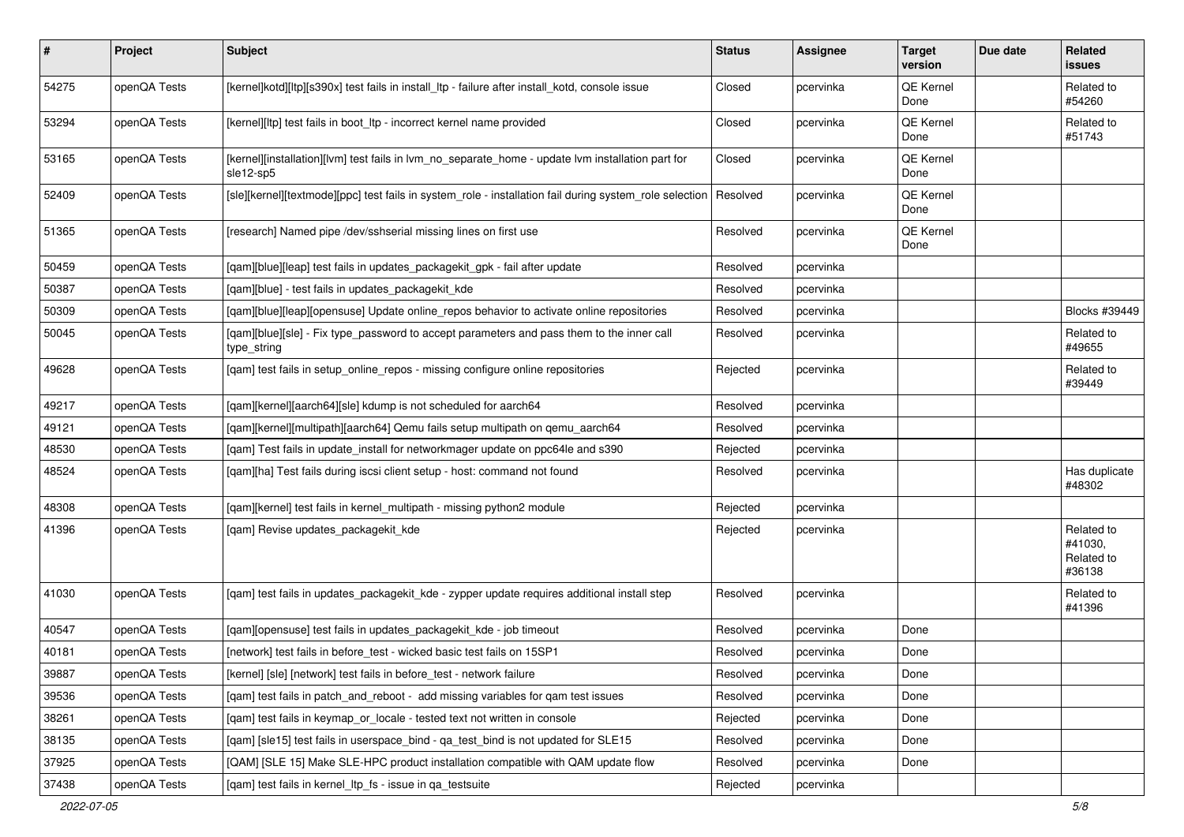| # | Project | Subject | Status | Assignee | Target version | Due date | Related issues |
|---|---|---|---|---|---|---|---|
| 54275 | openQA Tests | [kernel]kotd][ltp][s390x] test fails in install_ltp - failure after install_kotd, console issue | Closed | pcervinka | QE Kernel Done | | Related to #54260 |
| 53294 | openQA Tests | [kernel][ltp] test fails in boot_ltp - incorrect kernel name provided | Closed | pcervinka | QE Kernel Done | | Related to #51743 |
| 53165 | openQA Tests | [kernel][installation][lvm] test fails in lvm_no_separate_home - update lvm installation part for sle12-sp5 | Closed | pcervinka | QE Kernel Done | | |
| 52409 | openQA Tests | [sle][kernel][textmode][ppc] test fails in system_role - installation fail during system_role selection | Resolved | pcervinka | QE Kernel Done | | |
| 51365 | openQA Tests | [research] Named pipe /dev/sshserial missing lines on first use | Resolved | pcervinka | QE Kernel Done | | |
| 50459 | openQA Tests | [qam][blue][leap] test fails in updates_packagekit_gpk - fail after update | Resolved | pcervinka | | | |
| 50387 | openQA Tests | [qam][blue] - test fails in updates_packagekit_kde | Resolved | pcervinka | | | |
| 50309 | openQA Tests | [qam][blue][leap][opensuse] Update online_repos behavior to activate online repositories | Resolved | pcervinka | | | Blocks #39449 |
| 50045 | openQA Tests | [qam][blue][sle] - Fix type_password to accept parameters and pass them to the inner call type_string | Resolved | pcervinka | | | Related to #49655 |
| 49628 | openQA Tests | [qam] test fails in setup_online_repos - missing configure online repositories | Rejected | pcervinka | | | Related to #39449 |
| 49217 | openQA Tests | [qam][kernel][aarch64][sle] kdump is not scheduled for aarch64 | Resolved | pcervinka | | | |
| 49121 | openQA Tests | [qam][kernel][multipath][aarch64] Qemu fails setup multipath on qemu_aarch64 | Resolved | pcervinka | | | |
| 48530 | openQA Tests | [qam] Test fails in update_install for networkmager update on ppc64le and s390 | Rejected | pcervinka | | | |
| 48524 | openQA Tests | [qam][ha] Test fails during iscsi client setup - host: command not found | Resolved | pcervinka | | | Has duplicate #48302 |
| 48308 | openQA Tests | [qam][kernel] test fails in kernel_multipath - missing python2 module | Rejected | pcervinka | | | |
| 41396 | openQA Tests | [qam] Revise updates_packagekit_kde | Rejected | pcervinka | | | Related to #41030, Related to #36138 |
| 41030 | openQA Tests | [qam] test fails in updates_packagekit_kde - zypper update requires additional install step | Resolved | pcervinka | | | Related to #41396 |
| 40547 | openQA Tests | [qam][opensuse] test fails in updates_packagekit_kde - job timeout | Resolved | pcervinka | Done | | |
| 40181 | openQA Tests | [network] test fails in before_test - wicked basic test fails on 15SP1 | Resolved | pcervinka | Done | | |
| 39887 | openQA Tests | [kernel] [sle] [network] test fails in before_test - network failure | Resolved | pcervinka | Done | | |
| 39536 | openQA Tests | [qam] test fails in patch_and_reboot - add missing variables for qam test issues | Resolved | pcervinka | Done | | |
| 38261 | openQA Tests | [qam] test fails in keymap_or_locale - tested text not written in console | Rejected | pcervinka | Done | | |
| 38135 | openQA Tests | [qam] [sle15] test fails in userspace_bind - qa_test_bind is not updated for SLE15 | Resolved | pcervinka | Done | | |
| 37925 | openQA Tests | [QAM] [SLE 15] Make SLE-HPC product installation compatible with QAM update flow | Resolved | pcervinka | Done | | |
| 37438 | openQA Tests | [qam] test fails in kernel_ltp_fs - issue in qa_testsuite | Rejected | pcervinka | | | |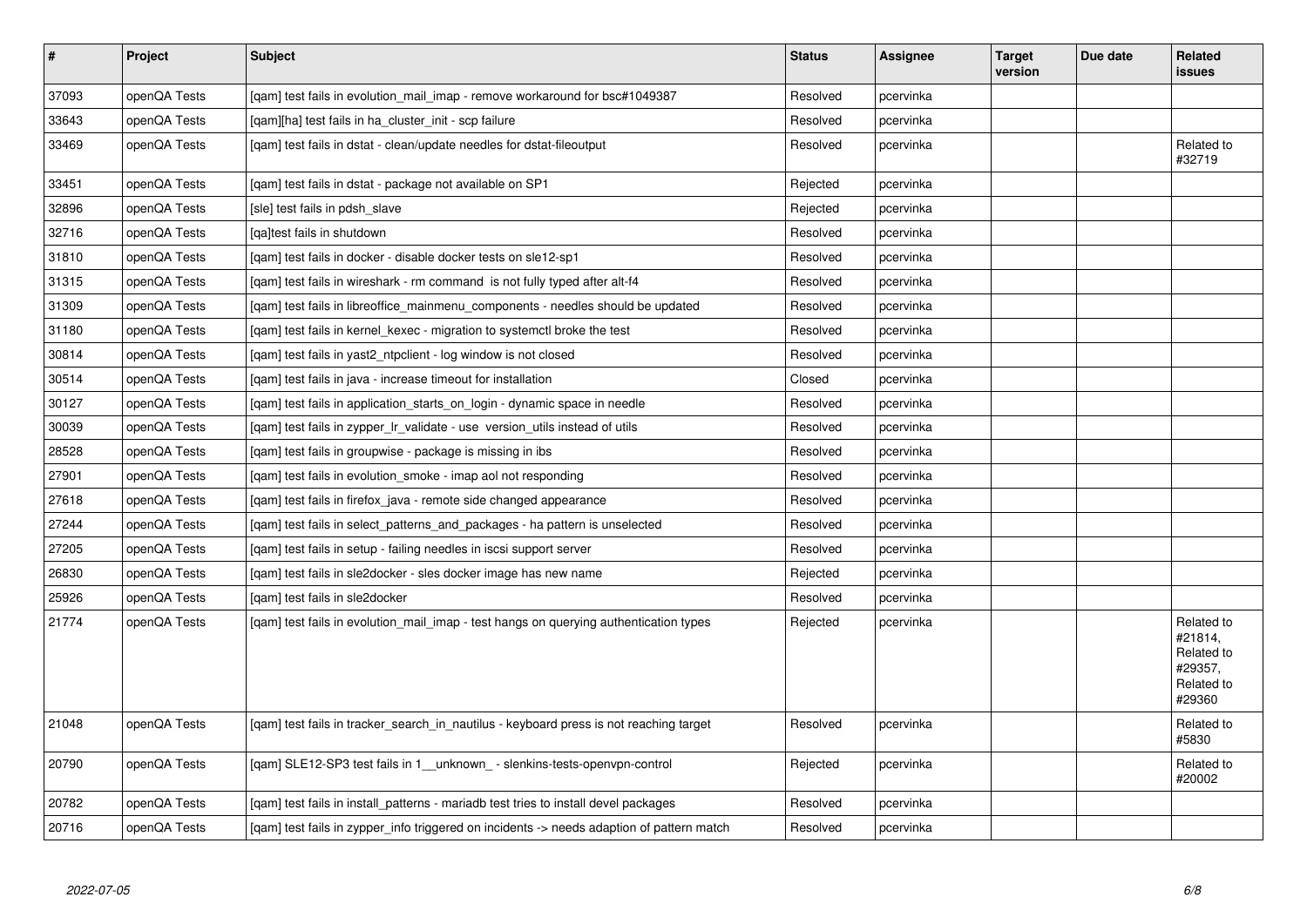| # | Project | Subject | Status | Assignee | Target version | Due date | Related issues |
|---|---|---|---|---|---|---|---|
| 37093 | openQA Tests | [qam] test fails in evolution_mail_imap - remove workaround for bsc#1049387 | Resolved | pcervinka | | | |
| 33643 | openQA Tests | [qam][ha] test fails in ha_cluster_init - scp failure | Resolved | pcervinka | | | |
| 33469 | openQA Tests | [qam] test fails in dstat - clean/update needles for dstat-fileoutput | Resolved | pcervinka | | | Related to #32719 |
| 33451 | openQA Tests | [qam] test fails in dstat - package not available on SP1 | Rejected | pcervinka | | | |
| 32896 | openQA Tests | [sle] test fails in pdsh_slave | Rejected | pcervinka | | | |
| 32716 | openQA Tests | [qa]test fails in shutdown | Resolved | pcervinka | | | |
| 31810 | openQA Tests | [qam] test fails in docker - disable docker tests on sle12-sp1 | Resolved | pcervinka | | | |
| 31315 | openQA Tests | [qam] test fails in wireshark - rm command is not fully typed after alt-f4 | Resolved | pcervinka | | | |
| 31309 | openQA Tests | [qam] test fails in libreoffice_mainmenu_components - needles should be updated | Resolved | pcervinka | | | |
| 31180 | openQA Tests | [qam] test fails in kernel_kexec - migration to systemctl broke the test | Resolved | pcervinka | | | |
| 30814 | openQA Tests | [qam] test fails in yast2_ntpclient - log window is not closed | Resolved | pcervinka | | | |
| 30514 | openQA Tests | [qam] test fails in java - increase timeout for installation | Closed | pcervinka | | | |
| 30127 | openQA Tests | [qam] test fails in application_starts_on_login - dynamic space in needle | Resolved | pcervinka | | | |
| 30039 | openQA Tests | [qam] test fails in zypper_lr_validate - use version_utils instead of utils | Resolved | pcervinka | | | |
| 28528 | openQA Tests | [qam] test fails in groupwise - package is missing in ibs | Resolved | pcervinka | | | |
| 27901 | openQA Tests | [qam] test fails in evolution_smoke - imap aol not responding | Resolved | pcervinka | | | |
| 27618 | openQA Tests | [qam] test fails in firefox_java - remote side changed appearance | Resolved | pcervinka | | | |
| 27244 | openQA Tests | [qam] test fails in select_patterns_and_packages - ha pattern is unselected | Resolved | pcervinka | | | |
| 27205 | openQA Tests | [qam] test fails in setup - failing needles in iscsi support server | Resolved | pcervinka | | | |
| 26830 | openQA Tests | [qam] test fails in sle2docker - sles docker image has new name | Rejected | pcervinka | | | |
| 25926 | openQA Tests | [qam] test fails in sle2docker | Resolved | pcervinka | | | |
| 21774 | openQA Tests | [qam] test fails in evolution_mail_imap - test hangs on querying authentication types | Rejected | pcervinka | | | Related to #21814, Related to #29357, Related to #29360 |
| 21048 | openQA Tests | [qam] test fails in tracker_search_in_nautilus - keyboard press is not reaching target | Resolved | pcervinka | | | Related to #5830 |
| 20790 | openQA Tests | [qam] SLE12-SP3 test fails in 1__unknown_ - slenkins-tests-openvpn-control | Rejected | pcervinka | | | Related to #20002 |
| 20782 | openQA Tests | [qam] test fails in install_patterns - mariadb test tries to install devel packages | Resolved | pcervinka | | | |
| 20716 | openQA Tests | [qam] test fails in zypper_info triggered on incidents -> needs adaption of pattern match | Resolved | pcervinka | | | |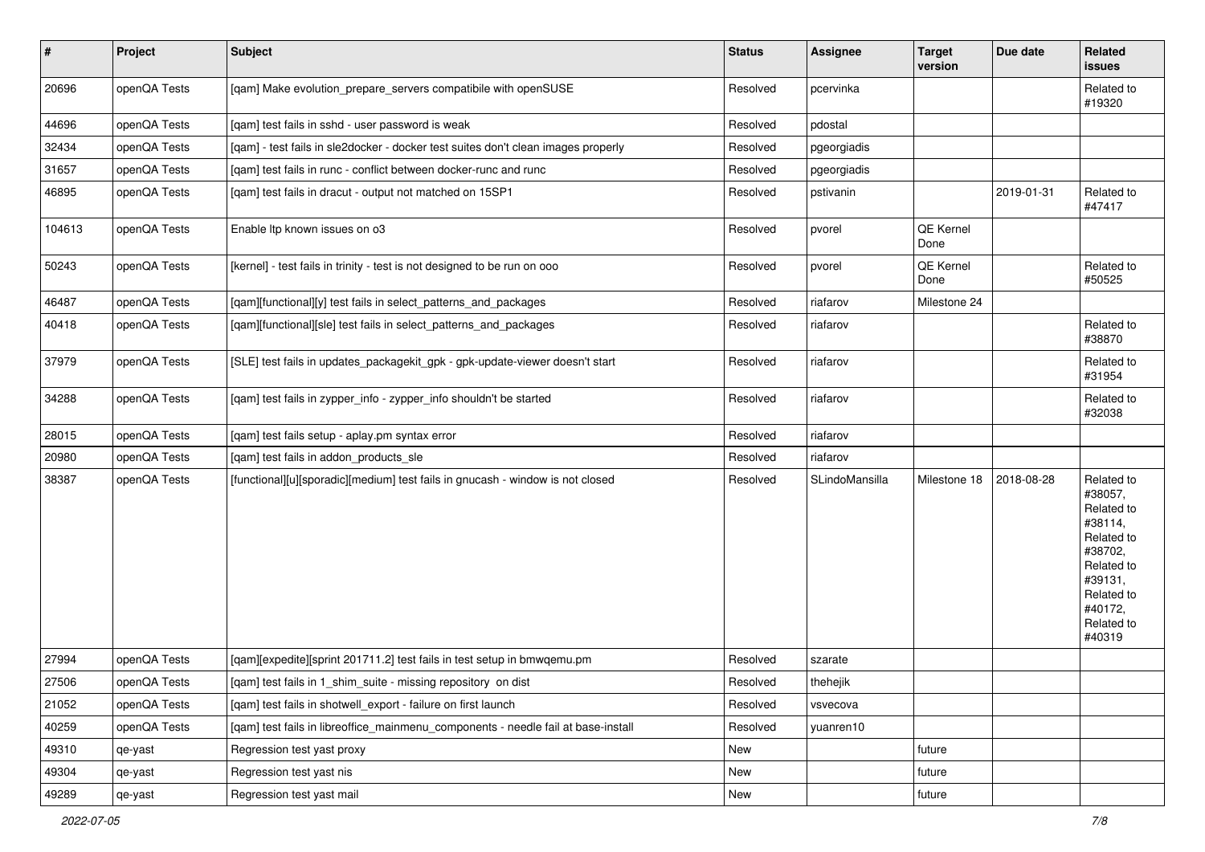| # | Project | Subject | Status | Assignee | Target version | Due date | Related issues |
|---|---|---|---|---|---|---|---|
| 20696 | openQA Tests | [qam] Make evolution_prepare_servers compatibile with openSUSE | Resolved | pcervinka | | | Related to #19320 |
| 44696 | openQA Tests | [qam] test fails in sshd - user password is weak | Resolved | pdostal | | | |
| 32434 | openQA Tests | [qam] - test fails in sle2docker - docker test suites don't clean images properly | Resolved | pgeorgiadis | | | |
| 31657 | openQA Tests | [qam] test fails in runc - conflict between docker-runc and runc | Resolved | pgeorgiadis | | | |
| 46895 | openQA Tests | [qam] test fails in dracut - output not matched on 15SP1 | Resolved | pstivanin | | 2019-01-31 | Related to #47417 |
| 104613 | openQA Tests | Enable ltp known issues on o3 | Resolved | pvorel | QE Kernel Done | | |
| 50243 | openQA Tests | [kernel] - test fails in trinity - test is not designed to be run on ooo | Resolved | pvorel | QE Kernel Done | | Related to #50525 |
| 46487 | openQA Tests | [qam][functional][y] test fails in select_patterns_and_packages | Resolved | riafarov | Milestone 24 | | |
| 40418 | openQA Tests | [qam][functional][sle] test fails in select_patterns_and_packages | Resolved | riafarov | | | Related to #38870 |
| 37979 | openQA Tests | [SLE] test fails in updates_packagekit_gpk - gpk-update-viewer doesn't start | Resolved | riafarov | | | Related to #31954 |
| 34288 | openQA Tests | [qam] test fails in zypper_info - zypper_info shouldn't be started | Resolved | riafarov | | | Related to #32038 |
| 28015 | openQA Tests | [qam] test fails setup - aplay.pm syntax error | Resolved | riafarov | | | |
| 20980 | openQA Tests | [qam] test fails in addon_products_sle | Resolved | riafarov | | | |
| 38387 | openQA Tests | [functional][u][sporadic][medium] test fails in gnucash - window is not closed | Resolved | SLindoMansilla | Milestone 18 | 2018-08-28 | Related to #38057, Related to #38114, Related to #38702, Related to #39131, Related to #40172, Related to #40319 |
| 27994 | openQA Tests | [qam][expedite][sprint 201711.2] test fails in test setup in bmwqemu.pm | Resolved | szarate | | | |
| 27506 | openQA Tests | [qam] test fails in 1_shim_suite - missing repository on dist | Resolved | thehejik | | | |
| 21052 | openQA Tests | [qam] test fails in shotwell_export - failure on first launch | Resolved | vsvecova | | | |
| 40259 | openQA Tests | [qam] test fails in libreoffice_mainmenu_components - needle fail at base-install | Resolved | yuanren10 | | | |
| 49310 | qe-yast | Regression test yast proxy | New | | future | | |
| 49304 | qe-yast | Regression test yast nis | New | | future | | |
| 49289 | qe-yast | Regression test yast mail | New | | future | | |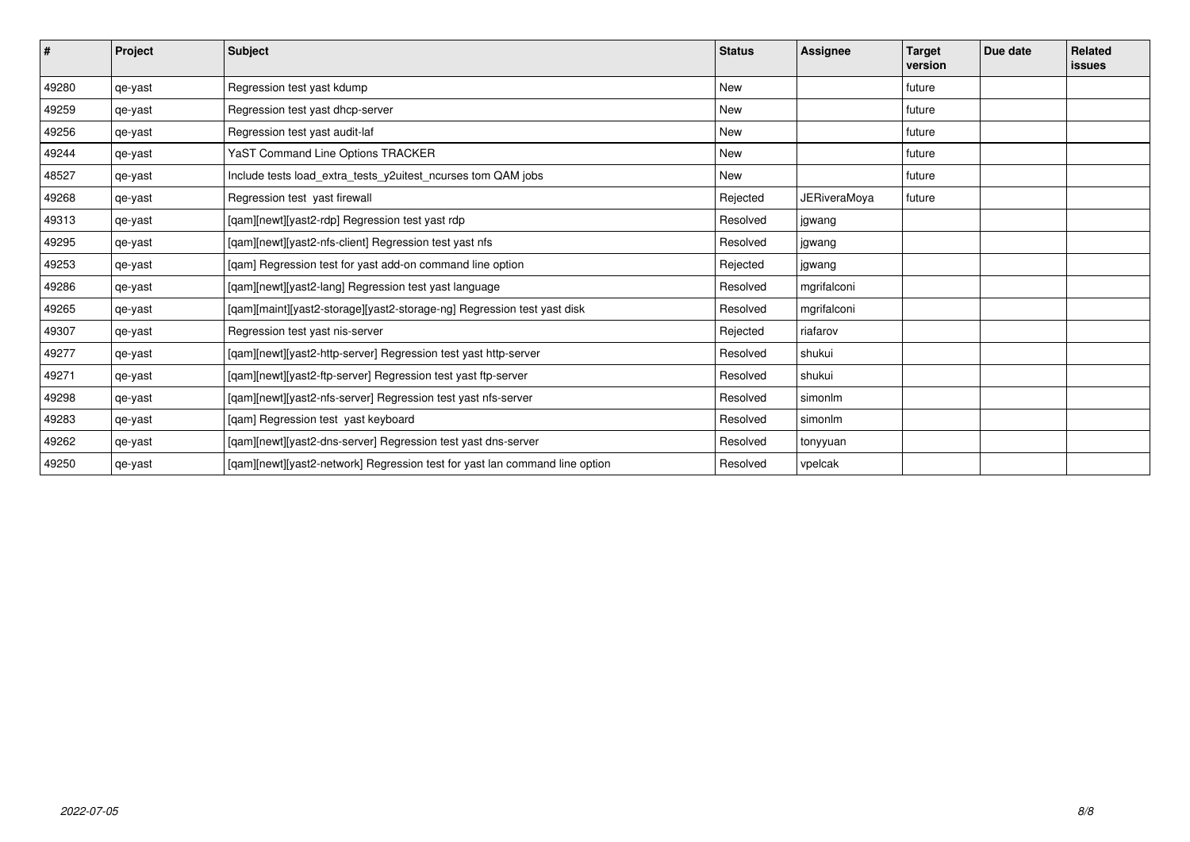| # | Project | Subject | Status | Assignee | Target version | Due date | Related issues |
|---|---|---|---|---|---|---|---|
| 49280 | qe-yast | Regression test yast kdump | New | | future | | |
| 49259 | qe-yast | Regression test yast dhcp-server | New | | future | | |
| 49256 | qe-yast | Regression test yast audit-laf | New | | future | | |
| 49244 | qe-yast | YaST Command Line Options TRACKER | New | | future | | |
| 48527 | qe-yast | Include tests load_extra_tests_y2uitest_ncurses tom QAM jobs | New | | future | | |
| 49268 | qe-yast | Regression test  yast firewall | Rejected | JERiveraMoya | future | | |
| 49313 | qe-yast | [qam][newt][yast2-rdp] Regression test yast rdp | Resolved | jgwang | | | |
| 49295 | qe-yast | [qam][newt][yast2-nfs-client] Regression test yast nfs | Resolved | jgwang | | | |
| 49253 | qe-yast | [qam] Regression test for yast add-on command line option | Rejected | jgwang | | | |
| 49286 | qe-yast | [qam][newt][yast2-lang] Regression test yast language | Resolved | mgrifalconi | | | |
| 49265 | qe-yast | [qam][maint][yast2-storage][yast2-storage-ng] Regression test yast disk | Resolved | mgrifalconi | | | |
| 49307 | qe-yast | Regression test yast nis-server | Rejected | riafarov | | | |
| 49277 | qe-yast | [qam][newt][yast2-http-server] Regression test yast http-server | Resolved | shukui | | | |
| 49271 | qe-yast | [qam][newt][yast2-ftp-server] Regression test yast ftp-server | Resolved | shukui | | | |
| 49298 | qe-yast | [qam][newt][yast2-nfs-server] Regression test yast nfs-server | Resolved | simonlm | | | |
| 49283 | qe-yast | [qam] Regression test  yast keyboard | Resolved | simonlm | | | |
| 49262 | qe-yast | [qam][newt][yast2-dns-server] Regression test yast dns-server | Resolved | tonyyuan | | | |
| 49250 | qe-yast | [qam][newt][yast2-network] Regression test for yast lan command line option | Resolved | vpelcak | | | |